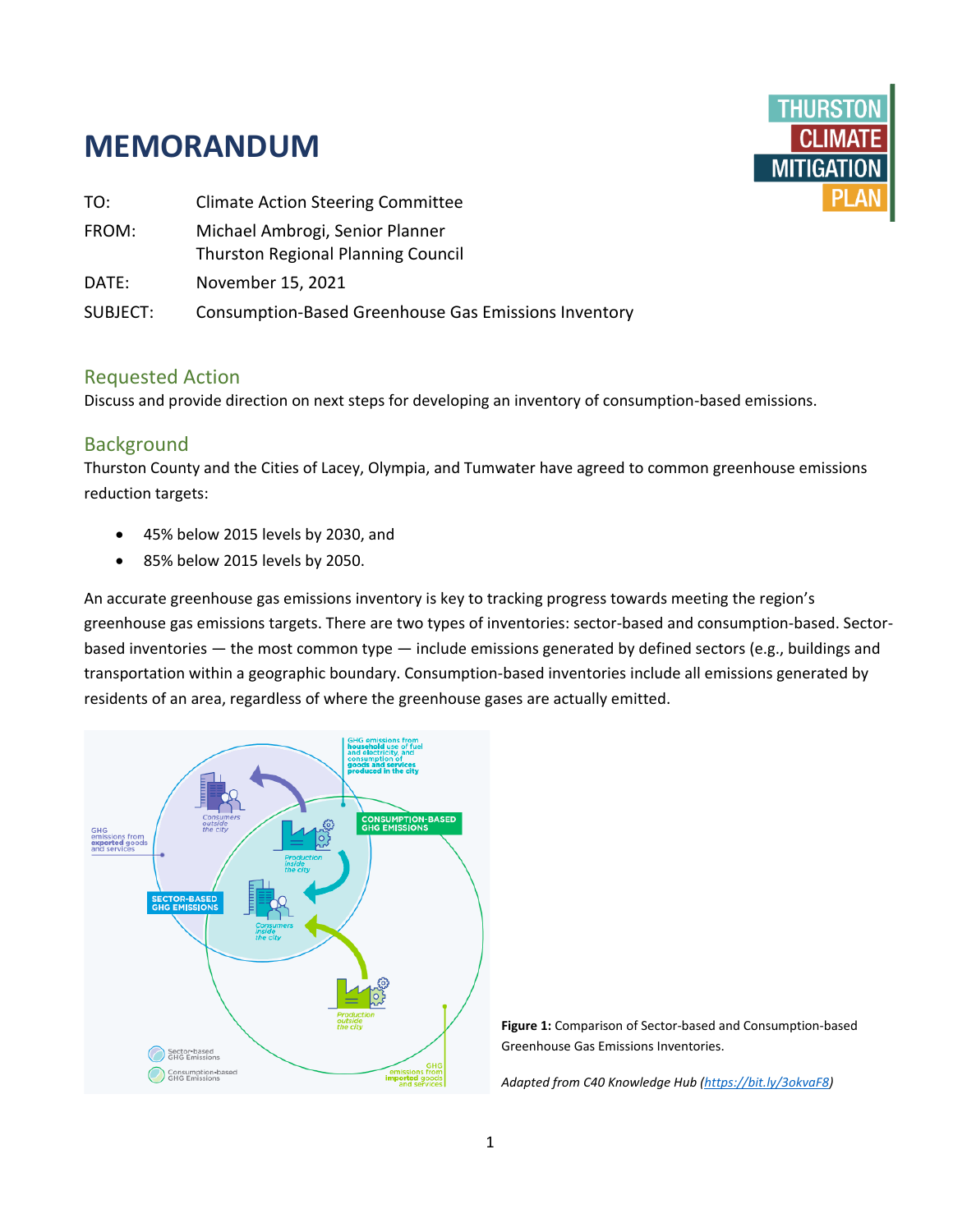# MEMORANDUM

THURSTON CLIMATE MITIGATION PLAN

| | |
|---|---|
| TO: | Climate Action Steering Committee |
| FROM: | Michael Ambrogi, Senior Planner<br>Thurston Regional Planning Council |
| DATE: | November 15, 2021 |
| SUBJECT: | Consumption-Based Greenhouse Gas Emissions Inventory |

## Requested Action

Discuss and provide direction on next steps for developing an inventory of consumption-based emissions.

## Background

Thurston County and the Cities of Lacey, Olympia, and Tumwater have agreed to common greenhouse emissions reduction targets:

- 45% below 2015 levels by 2030, and
- 85% below 2015 levels by 2050.

An accurate greenhouse gas emissions inventory is key to tracking progress towards meeting the region's greenhouse gas emissions targets. There are two types of inventories: sector-based and consumption-based. Sector-based inventories — the most common type — include emissions generated by defined sectors (e.g., buildings and transportation within a geographic boundary. Consumption-based inventories include all emissions generated by residents of an area, regardless of where the greenhouse gases are actually emitted.

**Figure 1:** Comparison of Sector-based and Consumption-based Greenhouse Gas Emissions Inventories.

*Adapted from C40 Knowledge Hub (https://bit.ly/3okvaF8)*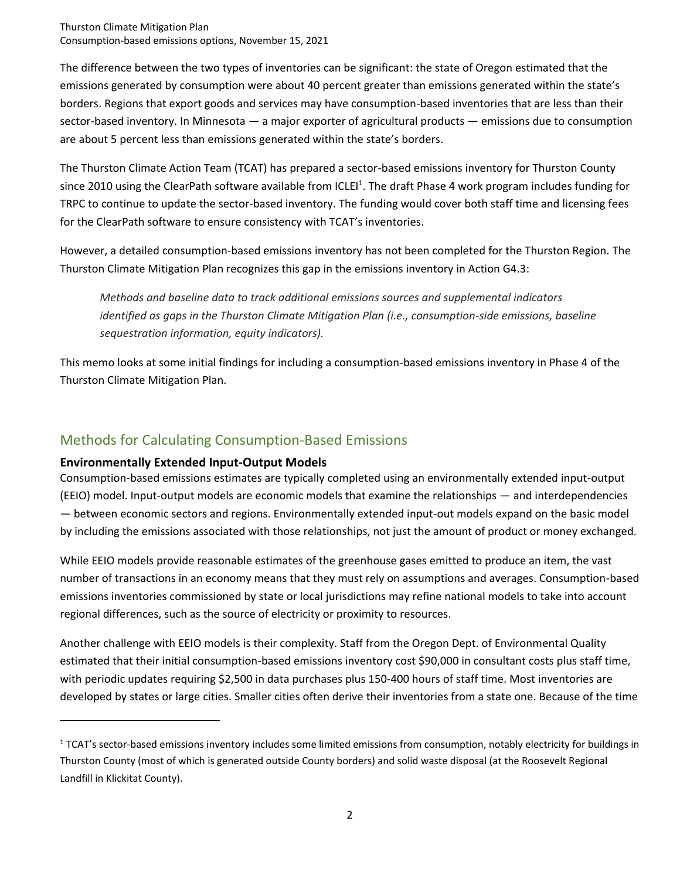The difference between the two types of inventories can be significant: the state of Oregon estimated that the emissions generated by consumption were about 40 percent greater than emissions generated within the state's borders. Regions that export goods and services may have consumption-based inventories that are less than their sector-based inventory. In Minnesota — a major exporter of agricultural products — emissions due to consumption are about 5 percent less than emissions generated within the state's borders.

The Thurston Climate Action Team (TCAT) has prepared a sector-based emissions inventory for Thurston County since 2010 using the ClearPath software available from ICLEI[1]. The draft Phase 4 work program includes funding for TRPC to continue to update the sector-based inventory. The funding would cover both staff time and licensing fees for the ClearPath software to ensure consistency with TCAT's inventories.

However, a detailed consumption-based emissions inventory has not been completed for the Thurston Region. The Thurston Climate Mitigation Plan recognizes this gap in the emissions inventory in Action G4.3:

> *Methods and baseline data to track additional emissions sources and supplemental indicators identified as gaps in the Thurston Climate Mitigation Plan (i.e., consumption-side emissions, baseline sequestration information, equity indicators).*

This memo looks at some initial findings for including a consumption-based emissions inventory in Phase 4 of the Thurston Climate Mitigation Plan.

## Methods for Calculating Consumption-Based Emissions

### Environmentally Extended Input-Output Models

Consumption-based emissions estimates are typically completed using an environmentally extended input-output (EEIO) model. Input-output models are economic models that examine the relationships — and interdependencies — between economic sectors and regions. Environmentally extended input-out models expand on the basic model by including the emissions associated with those relationships, not just the amount of product or money exchanged.

While EEIO models provide reasonable estimates of the greenhouse gases emitted to produce an item, the vast number of transactions in an economy means that they must rely on assumptions and averages. Consumption-based emissions inventories commissioned by state or local jurisdictions may refine national models to take into account regional differences, such as the source of electricity or proximity to resources.

Another challenge with EEIO models is their complexity. Staff from the Oregon Dept. of Environmental Quality estimated that their initial consumption-based emissions inventory cost $90,000 in consultant costs plus staff time, with periodic updates requiring $2,500 in data purchases plus 150-400 hours of staff time. Most inventories are developed by states or large cities. Smaller cities often derive their inventories from a state one. Because of the time

---

[1] TCAT's sector-based emissions inventory includes some limited emissions from consumption, notably electricity for buildings in Thurston County (most of which is generated outside County borders) and solid waste disposal (at the Roosevelt Regional Landfill in Klickitat County).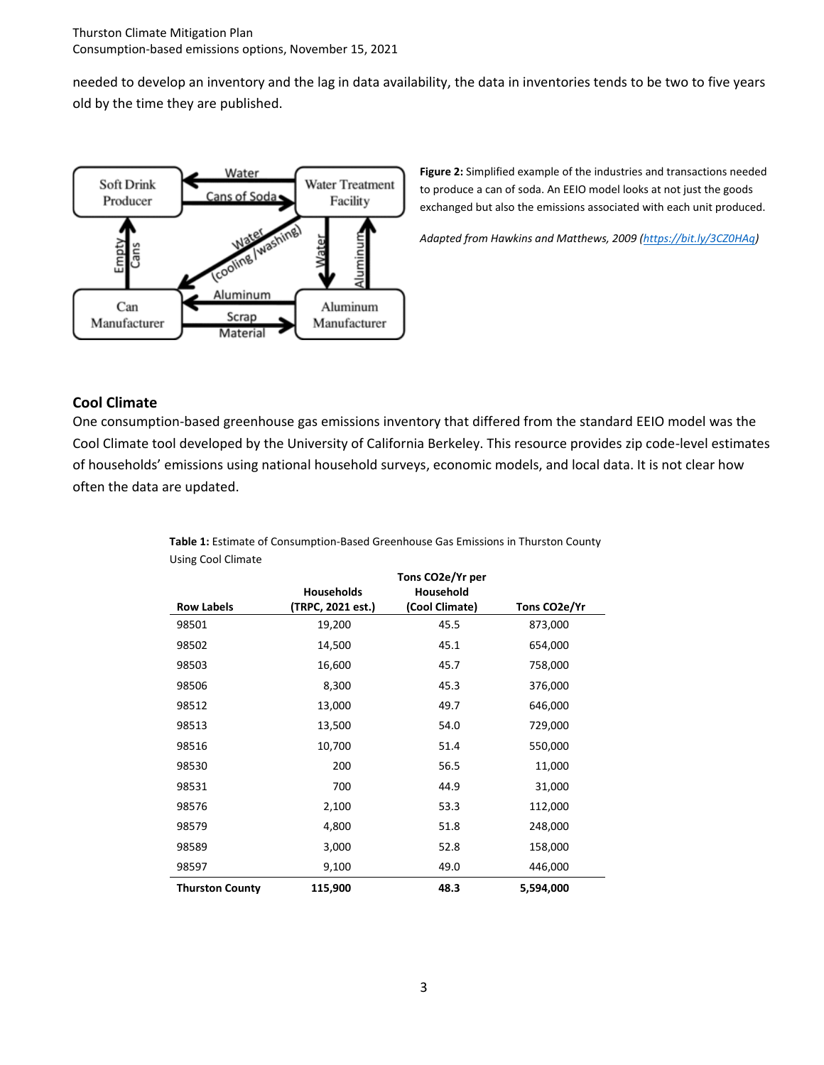needed to develop an inventory and the lag in data availability, the data in inventories tends to be two to five years old by the time they are published.

**Figure 2:** Simplified example of the industries and transactions needed to produce a can of soda. An EEIO model looks at not just the goods exchanged but also the emissions associated with each unit produced.

*Adapted from Hawkins and Matthews, 2009 (https://bit.ly/3CZ0HAq)*

## Cool Climate

One consumption-based greenhouse gas emissions inventory that differed from the standard EEIO model was the Cool Climate tool developed by the University of California Berkeley. This resource provides zip code-level estimates of households' emissions using national household surveys, economic models, and local data. It is not clear how often the data are updated.

**Table 1:** Estimate of Consumption-Based Greenhouse Gas Emissions in Thurston County Using Cool Climate

| Row Labels | Households (TRPC, 2021 est.) | Tons CO2e/Yr per Household (Cool Climate) | Tons CO2e/Yr |
|---|---|---|---|
| 98501 | 19,200 | 45.5 | 873,000 |
| 98502 | 14,500 | 45.1 | 654,000 |
| 98503 | 16,600 | 45.7 | 758,000 |
| 98506 | 8,300 | 45.3 | 376,000 |
| 98512 | 13,000 | 49.7 | 646,000 |
| 98513 | 13,500 | 54.0 | 729,000 |
| 98516 | 10,700 | 51.4 | 550,000 |
| 98530 | 200 | 56.5 | 11,000 |
| 98531 | 700 | 44.9 | 31,000 |
| 98576 | 2,100 | 53.3 | 112,000 |
| 98579 | 4,800 | 51.8 | 248,000 |
| 98589 | 3,000 | 52.8 | 158,000 |
| 98597 | 9,100 | 49.0 | 446,000 |
| **Thurston County** | **115,900** | **48.3** | **5,594,000** |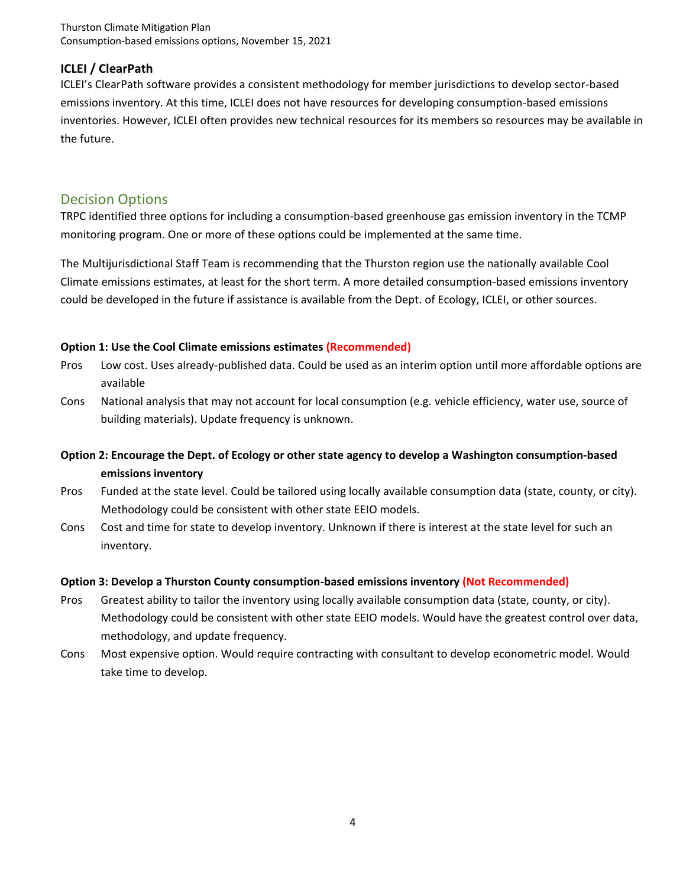### ICLEI / ClearPath

ICLEI's ClearPath software provides a consistent methodology for member jurisdictions to develop sector-based emissions inventory. At this time, ICLEI does not have resources for developing consumption-based emissions inventories. However, ICLEI often provides new technical resources for its members so resources may be available in the future.

## Decision Options

TRPC identified three options for including a consumption-based greenhouse gas emission inventory in the TCMP monitoring program. One or more of these options could be implemented at the same time.

The Multijurisdictional Staff Team is recommending that the Thurston region use the nationally available Cool Climate emissions estimates, at least for the short term. A more detailed consumption-based emissions inventory could be developed in the future if assistance is available from the Dept. of Ecology, ICLEI, or other sources.

**Option 1: Use the Cool Climate emissions estimates (Recommended)**

Pros — Low cost. Uses already-published data. Could be used as an interim option until more affordable options are available

Cons — National analysis that may not account for local consumption (e.g. vehicle efficiency, water use, source of building materials). Update frequency is unknown.

**Option 2: Encourage the Dept. of Ecology or other state agency to develop a Washington consumption-based emissions inventory**

Pros — Funded at the state level. Could be tailored using locally available consumption data (state, county, or city). Methodology could be consistent with other state EEIO models.

Cons — Cost and time for state to develop inventory. Unknown if there is interest at the state level for such an inventory.

**Option 3: Develop a Thurston County consumption-based emissions inventory (Not Recommended)**

Pros — Greatest ability to tailor the inventory using locally available consumption data (state, county, or city). Methodology could be consistent with other state EEIO models. Would have the greatest control over data, methodology, and update frequency.

Cons — Most expensive option. Would require contracting with consultant to develop econometric model. Would take time to develop.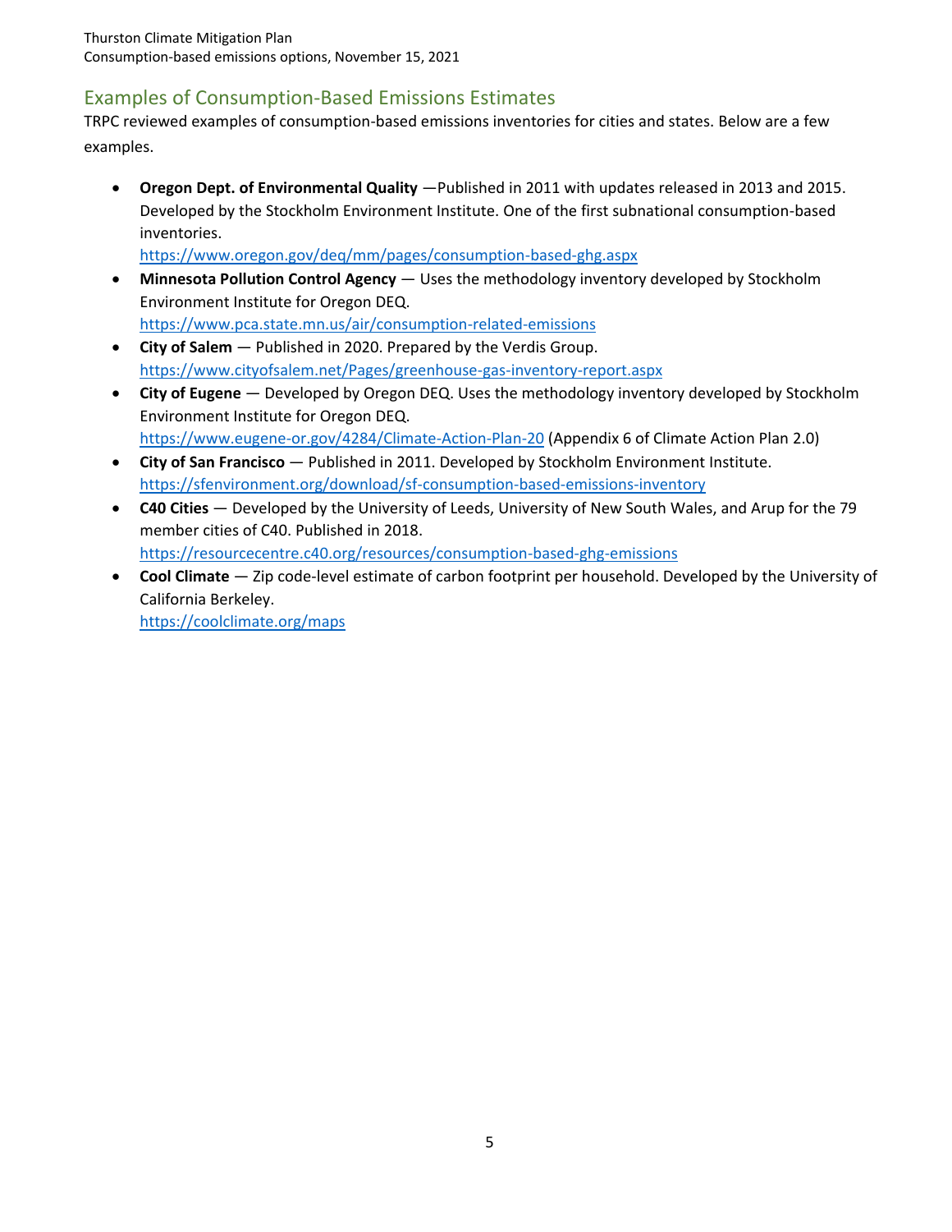## Examples of Consumption-Based Emissions Estimates

TRPC reviewed examples of consumption-based emissions inventories for cities and states. Below are a few examples.

- **Oregon Dept. of Environmental Quality** —Published in 2011 with updates released in 2013 and 2015. Developed by the Stockholm Environment Institute. One of the first subnational consumption-based inventories.
  https://www.oregon.gov/deq/mm/pages/consumption-based-ghg.aspx
- **Minnesota Pollution Control Agency** — Uses the methodology inventory developed by Stockholm Environment Institute for Oregon DEQ.
  https://www.pca.state.mn.us/air/consumption-related-emissions
- **City of Salem** — Published in 2020. Prepared by the Verdis Group.
  https://www.cityofsalem.net/Pages/greenhouse-gas-inventory-report.aspx
- **City of Eugene** — Developed by Oregon DEQ. Uses the methodology inventory developed by Stockholm Environment Institute for Oregon DEQ.
  https://www.eugene-or.gov/4284/Climate-Action-Plan-20 (Appendix 6 of Climate Action Plan 2.0)
- **City of San Francisco** — Published in 2011. Developed by Stockholm Environment Institute.
  https://sfenvironment.org/download/sf-consumption-based-emissions-inventory
- **C40 Cities** — Developed by the University of Leeds, University of New South Wales, and Arup for the 79 member cities of C40. Published in 2018.
  https://resourcecentre.c40.org/resources/consumption-based-ghg-emissions
- **Cool Climate** — Zip code-level estimate of carbon footprint per household. Developed by the University of California Berkeley.
  https://coolclimate.org/maps